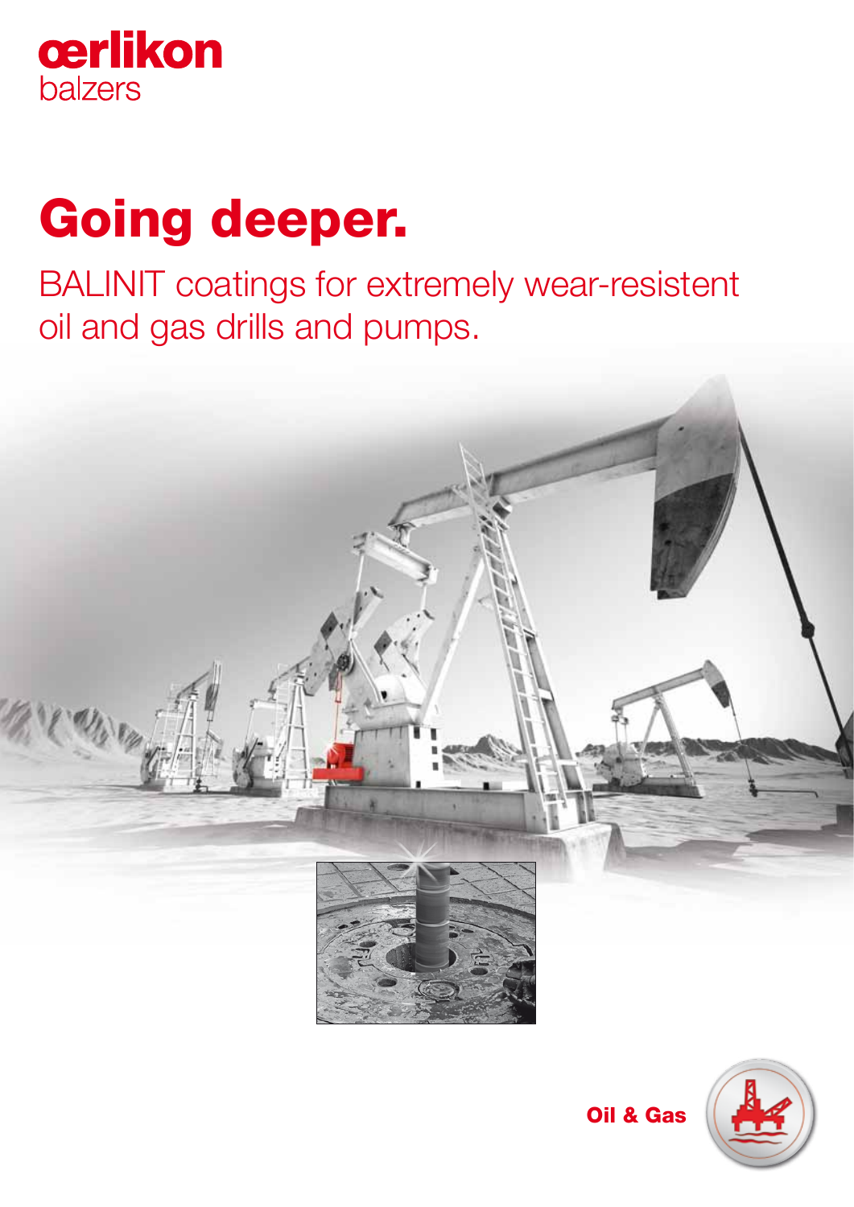oerlikon balzers

# Going deeper.

BALINIT coatings for extremely wear-resistent oil and gas drills and pumps.

**Oil & Gas**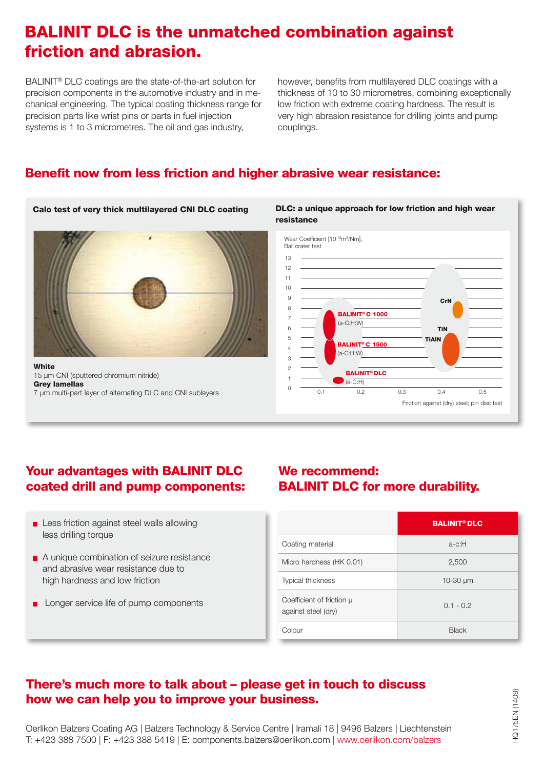# BALINIT DLC is the unmatched combination against friction and abrasion.

BALINIT® DLC coatings are the state-of-the-art solution for precision components in the automotive industry and in mechanical engineering. The typical coating thickness range for precision parts like wrist pins or parts in fuel injection systems is 1 to 3 micrometres. The oil and gas industry, however, benefits from multilayered DLC coatings with a thickness of 10 to 30 micrometres, combining exceptionally low friction with extreme coating hardness. The result is very high abrasion resistance for drilling joints and pump couplings.

## Benefit now from less friction and higher abrasive wear resistance:

**Calo test of very thick multilayered CNI DLC coating**

**White**
15 µm CNI (sputtered chromium nitride)
**Grey lamellas**
7 µm multi-part layer of alternating DLC and CNI sublayers

**DLC: a unique approach for low friction and high wear resistance**

Wear Coefficient [$10^{-15}$m³/Nm], Ball crater test

13
12
11
10
9
8
7
6
5
4
3
2
1
0

0.1
0.2
0.3
0.4
0.5

Friction against (dry) steel; pin disc test

BALINIT® C 1000 (a-C:H:W)
BALINIT® C 1500 (a-C:H:W)
BALINIT® DLC (a-C:H)
CrN
TiN
TiAlN

## Your advantages with BALINIT DLC coated drill and pump components:

- Less friction against steel walls allowing less drilling torque
- A unique combination of seizure resistance and abrasive wear resistance due to high hardness and low friction
- Longer service life of pump components

## We recommend: BALINIT DLC for more durability.

| | BALINIT® DLC |
|---|---|
| Coating material | a-c:H |
| Micro hardness (HK 0.01) | 2,500 |
| Typical thickness | 10-30 µm |
| Coefficient of friction µ against steel (dry) | 0.1 - 0.2 |
| Colour | Black |

## There's much more to talk about – please get in touch to discuss how we can help you to improve your business.

Oerlikon Balzers Coating AG | Balzers Technology & Service Centre | Iramali 18 | 9496 Balzers | Liechtenstein
T: +423 388 7500 | F: +423 388 5419 | E: components.balzers@oerlikon.com | www.oerlikon.com/balzers

HQ175EN (1409)